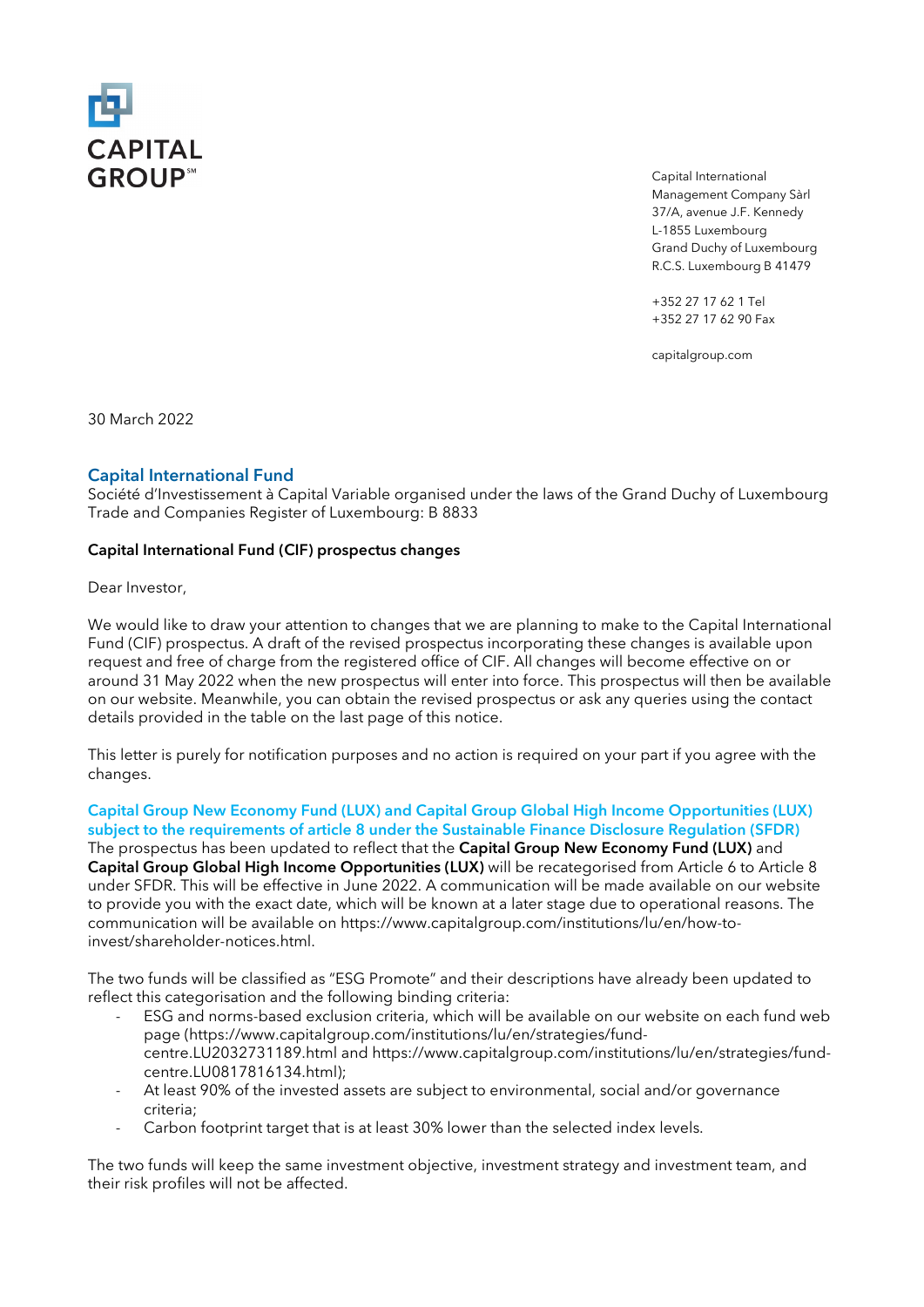CAPITAL GROUP℠

Capital International Management Company Sàrl
37/A, avenue J.F. Kennedy
L-1855 Luxembourg
Grand Duchy of Luxembourg
R.C.S. Luxembourg B 41479

+352 27 17 62 1 Tel
+352 27 17 62 90 Fax

capitalgroup.com

30 March 2022

## Capital International Fund

Société d'Investissement à Capital Variable organised under the laws of the Grand Duchy of Luxembourg
Trade and Companies Register of Luxembourg: B 8833

**Capital International Fund (CIF) prospectus changes**

Dear Investor,

We would like to draw your attention to changes that we are planning to make to the Capital International Fund (CIF) prospectus. A draft of the revised prospectus incorporating these changes is available upon request and free of charge from the registered office of CIF. All changes will become effective on or around 31 May 2022 when the new prospectus will enter into force. This prospectus will then be available on our website. Meanwhile, you can obtain the revised prospectus or ask any queries using the contact details provided in the table on the last page of this notice.

This letter is purely for notification purposes and no action is required on your part if you agree with the changes.

### Capital Group New Economy Fund (LUX) and Capital Group Global High Income Opportunities (LUX) subject to the requirements of article 8 under the Sustainable Finance Disclosure Regulation (SFDR)

The prospectus has been updated to reflect that the **Capital Group New Economy Fund (LUX)** and **Capital Group Global High Income Opportunities (LUX)** will be recategorised from Article 6 to Article 8 under SFDR. This will be effective in June 2022. A communication will be made available on our website to provide you with the exact date, which will be known at a later stage due to operational reasons. The communication will be available on https://www.capitalgroup.com/institutions/lu/en/how-to-invest/shareholder-notices.html.

The two funds will be classified as "ESG Promote" and their descriptions have already been updated to reflect this categorisation and the following binding criteria:

- ESG and norms-based exclusion criteria, which will be available on our website on each fund web page (https://www.capitalgroup.com/institutions/lu/en/strategies/fund-centre.LU2032731189.html and https://www.capitalgroup.com/institutions/lu/en/strategies/fund-centre.LU0817816134.html);
- At least 90% of the invested assets are subject to environmental, social and/or governance criteria;
- Carbon footprint target that is at least 30% lower than the selected index levels.

The two funds will keep the same investment objective, investment strategy and investment team, and their risk profiles will not be affected.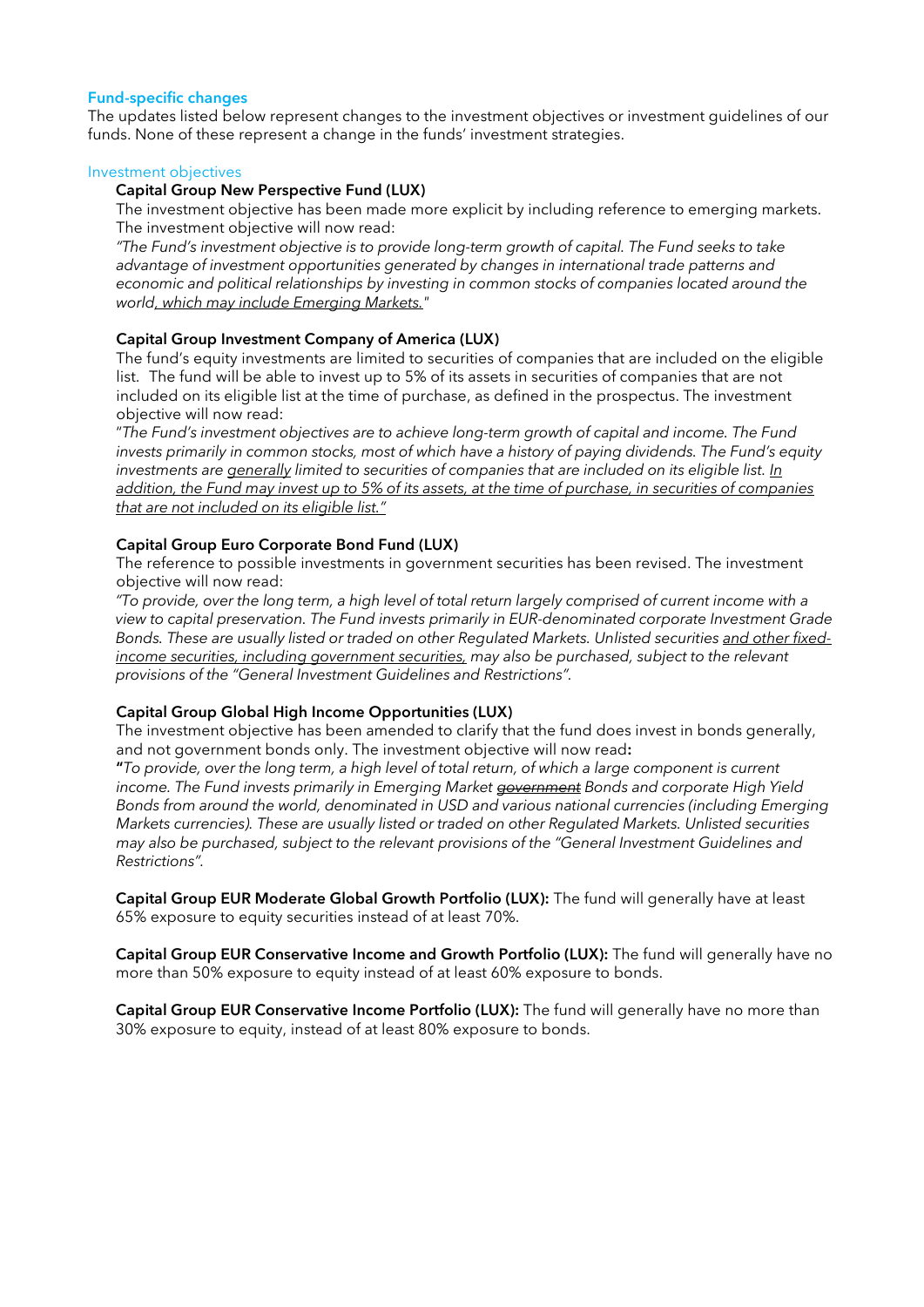## Fund-specific changes

The updates listed below represent changes to the investment objectives or investment guidelines of our funds. None of these represent a change in the funds' investment strategies.

### Investment objectives

**Capital Group New Perspective Fund (LUX)**

The investment objective has been made more explicit by including reference to emerging markets. The investment objective will now read:

*"The Fund's investment objective is to provide long-term growth of capital. The Fund seeks to take advantage of investment opportunities generated by changes in international trade patterns and economic and political relationships by investing in common stocks of companies located around the world<u>, which may include Emerging Markets.</u>"*

**Capital Group Investment Company of America (LUX)**

The fund's equity investments are limited to securities of companies that are included on the eligible list. The fund will be able to invest up to 5% of its assets in securities of companies that are not included on its eligible list at the time of purchase, as defined in the prospectus. The investment objective will now read:

"*The Fund's investment objectives are to achieve long-term growth of capital and income. The Fund invests primarily in common stocks, most of which have a history of paying dividends. The Fund's equity investments are <u>generally</u> limited to securities of companies that are included on its eligible list. <u>In addition, the Fund may invest up to 5% of its assets, at the time of purchase, in securities of companies that are not included on its eligible list.</u>"*

**Capital Group Euro Corporate Bond Fund (LUX)**

The reference to possible investments in government securities has been revised. The investment objective will now read:

*"To provide, over the long term, a high level of total return largely comprised of current income with a view to capital preservation. The Fund invests primarily in EUR-denominated corporate Investment Grade Bonds. These are usually listed or traded on other Regulated Markets. Unlisted securities <u>and other fixed-income securities, including government securities,</u> may also be purchased, subject to the relevant provisions of the "General Investment Guidelines and Restrictions".*

**Capital Group Global High Income Opportunities (LUX)**

The investment objective has been amended to clarify that the fund does invest in bonds generally, and not government bonds only. The investment objective will now read**:**

**"***To provide, over the long term, a high level of total return, of which a large component is current income. The Fund invests primarily in Emerging Market ~~government~~ Bonds and corporate High Yield Bonds from around the world, denominated in USD and various national currencies (including Emerging Markets currencies). These are usually listed or traded on other Regulated Markets. Unlisted securities may also be purchased, subject to the relevant provisions of the "General Investment Guidelines and Restrictions".*

**Capital Group EUR Moderate Global Growth Portfolio (LUX):** The fund will generally have at least 65% exposure to equity securities instead of at least 70%.

**Capital Group EUR Conservative Income and Growth Portfolio (LUX):** The fund will generally have no more than 50% exposure to equity instead of at least 60% exposure to bonds.

**Capital Group EUR Conservative Income Portfolio (LUX):** The fund will generally have no more than 30% exposure to equity, instead of at least 80% exposure to bonds.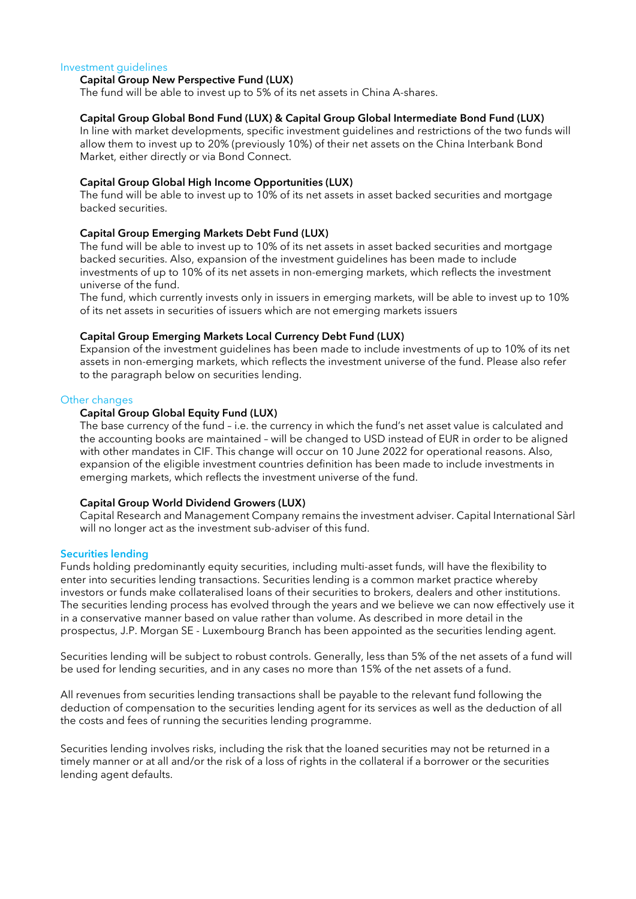## Investment guidelines

### Capital Group New Perspective Fund (LUX)

The fund will be able to invest up to 5% of its net assets in China A-shares.

### Capital Group Global Bond Fund (LUX) & Capital Group Global Intermediate Bond Fund (LUX)

In line with market developments, specific investment guidelines and restrictions of the two funds will allow them to invest up to 20% (previously 10%) of their net assets on the China Interbank Bond Market, either directly or via Bond Connect.

### Capital Group Global High Income Opportunities (LUX)

The fund will be able to invest up to 10% of its net assets in asset backed securities and mortgage backed securities.

### Capital Group Emerging Markets Debt Fund (LUX)

The fund will be able to invest up to 10% of its net assets in asset backed securities and mortgage backed securities. Also, expansion of the investment guidelines has been made to include investments of up to 10% of its net assets in non-emerging markets, which reflects the investment universe of the fund.

The fund, which currently invests only in issuers in emerging markets, will be able to invest up to 10% of its net assets in securities of issuers which are not emerging markets issuers

### Capital Group Emerging Markets Local Currency Debt Fund (LUX)

Expansion of the investment guidelines has been made to include investments of up to 10% of its net assets in non-emerging markets, which reflects the investment universe of the fund. Please also refer to the paragraph below on securities lending.

## Other changes

### Capital Group Global Equity Fund (LUX)

The base currency of the fund – i.e. the currency in which the fund's net asset value is calculated and the accounting books are maintained – will be changed to USD instead of EUR in order to be aligned with other mandates in CIF. This change will occur on 10 June 2022 for operational reasons. Also, expansion of the eligible investment countries definition has been made to include investments in emerging markets, which reflects the investment universe of the fund.

### Capital Group World Dividend Growers (LUX)

Capital Research and Management Company remains the investment adviser. Capital International Sàrl will no longer act as the investment sub-adviser of this fund.

## Securities lending

Funds holding predominantly equity securities, including multi-asset funds, will have the flexibility to enter into securities lending transactions. Securities lending is a common market practice whereby investors or funds make collateralised loans of their securities to brokers, dealers and other institutions. The securities lending process has evolved through the years and we believe we can now effectively use it in a conservative manner based on value rather than volume. As described in more detail in the prospectus, J.P. Morgan SE - Luxembourg Branch has been appointed as the securities lending agent.

Securities lending will be subject to robust controls. Generally, less than 5% of the net assets of a fund will be used for lending securities, and in any cases no more than 15% of the net assets of a fund.

All revenues from securities lending transactions shall be payable to the relevant fund following the deduction of compensation to the securities lending agent for its services as well as the deduction of all the costs and fees of running the securities lending programme.

Securities lending involves risks, including the risk that the loaned securities may not be returned in a timely manner or at all and/or the risk of a loss of rights in the collateral if a borrower or the securities lending agent defaults.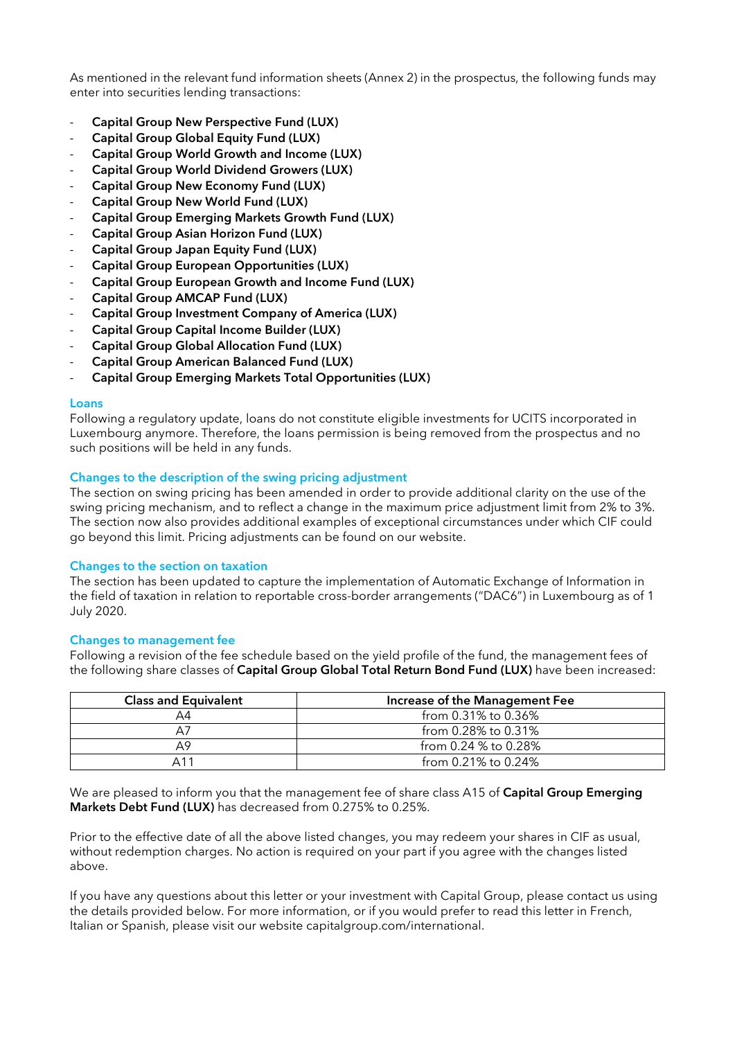As mentioned in the relevant fund information sheets (Annex 2) in the prospectus, the following funds may enter into securities lending transactions:

- **Capital Group New Perspective Fund (LUX)**
- **Capital Group Global Equity Fund (LUX)**
- **Capital Group World Growth and Income (LUX)**
- **Capital Group World Dividend Growers (LUX)**
- **Capital Group New Economy Fund (LUX)**
- **Capital Group New World Fund (LUX)**
- **Capital Group Emerging Markets Growth Fund (LUX)**
- **Capital Group Asian Horizon Fund (LUX)**
- **Capital Group Japan Equity Fund (LUX)**
- **Capital Group European Opportunities (LUX)**
- **Capital Group European Growth and Income Fund (LUX)**
- **Capital Group AMCAP Fund (LUX)**
- **Capital Group Investment Company of America (LUX)**
- **Capital Group Capital Income Builder (LUX)**
- **Capital Group Global Allocation Fund (LUX)**
- **Capital Group American Balanced Fund (LUX)**
- **Capital Group Emerging Markets Total Opportunities (LUX)**

## Loans

Following a regulatory update, loans do not constitute eligible investments for UCITS incorporated in Luxembourg anymore. Therefore, the loans permission is being removed from the prospectus and no such positions will be held in any funds.

## Changes to the description of the swing pricing adjustment

The section on swing pricing has been amended in order to provide additional clarity on the use of the swing pricing mechanism, and to reflect a change in the maximum price adjustment limit from 2% to 3%. The section now also provides additional examples of exceptional circumstances under which CIF could go beyond this limit. Pricing adjustments can be found on our website.

## Changes to the section on taxation

The section has been updated to capture the implementation of Automatic Exchange of Information in the field of taxation in relation to reportable cross-border arrangements ("DAC6") in Luxembourg as of 1 July 2020.

## Changes to management fee

Following a revision of the fee schedule based on the yield profile of the fund, the management fees of the following share classes of **Capital Group Global Total Return Bond Fund (LUX)** have been increased:

| Class and Equivalent | Increase of the Management Fee |
|---|---|
| A4 | from 0.31% to 0.36% |
| A7 | from 0.28% to 0.31% |
| A9 | from 0.24 % to 0.28% |
| A11 | from 0.21% to 0.24% |

We are pleased to inform you that the management fee of share class A15 of **Capital Group Emerging Markets Debt Fund (LUX)** has decreased from 0.275% to 0.25%.

Prior to the effective date of all the above listed changes, you may redeem your shares in CIF as usual, without redemption charges. No action is required on your part if you agree with the changes listed above.

If you have any questions about this letter or your investment with Capital Group, please contact us using the details provided below. For more information, or if you would prefer to read this letter in French, Italian or Spanish, please visit our website capitalgroup.com/international.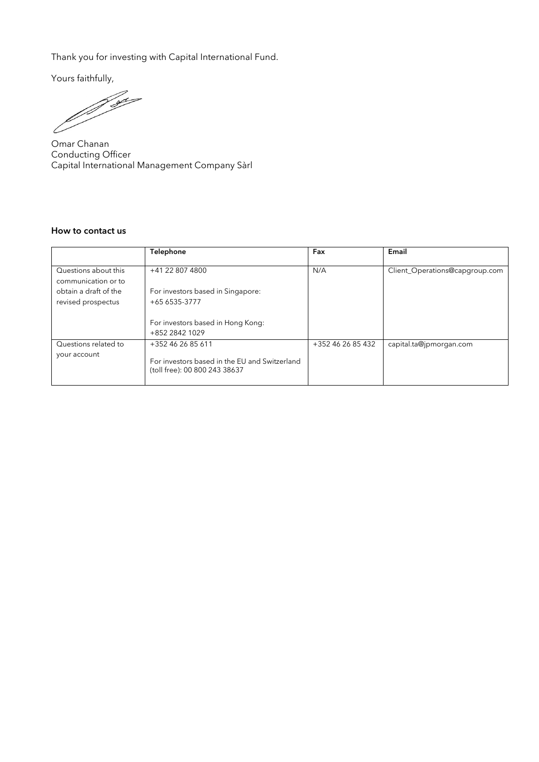Thank you for investing with Capital International Fund.

Yours faithfully,

Omar Chanan
Conducting Officer
Capital International Management Company Sàrl

**How to contact us**

| | **Telephone** | **Fax** | **Email** |
|---|---|---|---|
| Questions about this communication or to obtain a draft of the revised prospectus | +41 22 807 4800<br><br>For investors based in Singapore:<br>+65 6535-3777<br><br>For investors based in Hong Kong:<br>+852 2842 1029 | N/A | Client_Operations@capgroup.com |
| Questions related to your account | +352 46 26 85 611<br><br>For investors based in the EU and Switzerland (toll free): 00 800 243 38637 | +352 46 26 85 432 | capital.ta@jpmorgan.com |